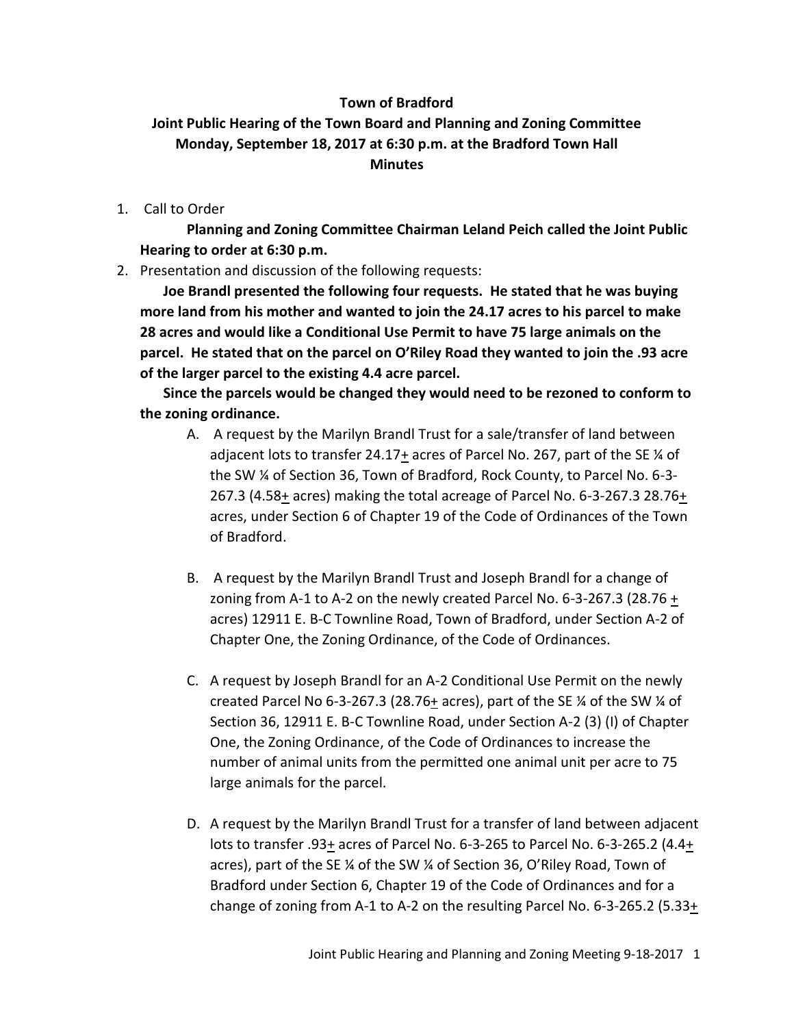**Town of Bradford**

**Joint Public Hearing of the Town Board and Planning and Zoning Committee**
**Monday, September 18, 2017 at 6:30 p.m. at the Bradford Town Hall**
**Minutes**

1. Call to Order

   **Planning and Zoning Committee Chairman Leland Peich called the Joint Public Hearing to order at 6:30 p.m.**

2. Presentation and discussion of the following requests:

   **Joe Brandl presented the following four requests. He stated that he was buying more land from his mother and wanted to join the 24.17 acres to his parcel to make 28 acres and would like a Conditional Use Permit to have 75 large animals on the parcel. He stated that on the parcel on O'Riley Road they wanted to join the .93 acre of the larger parcel to the existing 4.4 acre parcel.**

   **Since the parcels would be changed they would need to be rezoned to conform to the zoning ordinance.**

   A. A request by the Marilyn Brandl Trust for a sale/transfer of land between adjacent lots to transfer 24.17± acres of Parcel No. 267, part of the SE ¼ of the SW ¼ of Section 36, Town of Bradford, Rock County, to Parcel No. 6-3-267.3 (4.58± acres) making the total acreage of Parcel No. 6-3-267.3 28.76± acres, under Section 6 of Chapter 19 of the Code of Ordinances of the Town of Bradford.

   B. A request by the Marilyn Brandl Trust and Joseph Brandl for a change of zoning from A-1 to A-2 on the newly created Parcel No. 6-3-267.3 (28.76 ± acres) 12911 E. B-C Townline Road, Town of Bradford, under Section A-2 of Chapter One, the Zoning Ordinance, of the Code of Ordinances.

   C. A request by Joseph Brandl for an A-2 Conditional Use Permit on the newly created Parcel No 6-3-267.3 (28.76± acres), part of the SE ¼ of the SW ¼ of Section 36, 12911 E. B-C Townline Road, under Section A-2 (3) (I) of Chapter One, the Zoning Ordinance, of the Code of Ordinances to increase the number of animal units from the permitted one animal unit per acre to 75 large animals for the parcel.

   D. A request by the Marilyn Brandl Trust for a transfer of land between adjacent lots to transfer .93± acres of Parcel No. 6-3-265 to Parcel No. 6-3-265.2 (4.4± acres), part of the SE ¼ of the SW ¼ of Section 36, O'Riley Road, Town of Bradford under Section 6, Chapter 19 of the Code of Ordinances and for a change of zoning from A-1 to A-2 on the resulting Parcel No. 6-3-265.2 (5.33±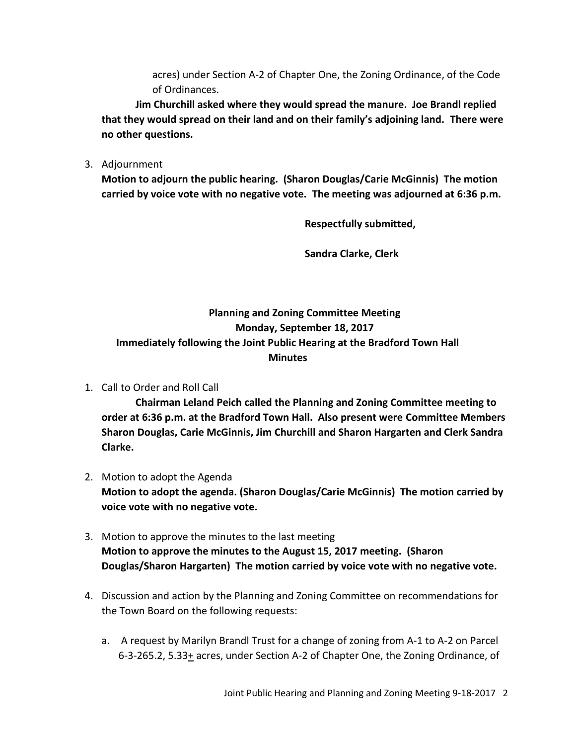acres) under Section A-2 of Chapter One, the Zoning Ordinance, of the Code of Ordinances.

**Jim Churchill asked where they would spread the manure. Joe Brandl replied that they would spread on their land and on their family's adjoining land. There were no other questions.**

3. Adjournment
**Motion to adjourn the public hearing. (Sharon Douglas/Carie McGinnis) The motion carried by voice vote with no negative vote. The meeting was adjourned at 6:36 p.m.**

**Respectfully submitted,**

**Sandra Clarke, Clerk**

## Planning and Zoning Committee Meeting
## Monday, September 18, 2017
## Immediately following the Joint Public Hearing at the Bradford Town Hall
## Minutes

1. Call to Order and Roll Call
**Chairman Leland Peich called the Planning and Zoning Committee meeting to order at 6:36 p.m. at the Bradford Town Hall. Also present were Committee Members Sharon Douglas, Carie McGinnis, Jim Churchill and Sharon Hargarten and Clerk Sandra Clarke.**

2. Motion to adopt the Agenda
**Motion to adopt the agenda. (Sharon Douglas/Carie McGinnis) The motion carried by voice vote with no negative vote.**

3. Motion to approve the minutes to the last meeting
**Motion to approve the minutes to the August 15, 2017 meeting. (Sharon Douglas/Sharon Hargarten) The motion carried by voice vote with no negative vote.**

4. Discussion and action by the Planning and Zoning Committee on recommendations for the Town Board on the following requests:

   a. A request by Marilyn Brandl Trust for a change of zoning from A-1 to A-2 on Parcel 6-3-265.2, 5.33± acres, under Section A-2 of Chapter One, the Zoning Ordinance, of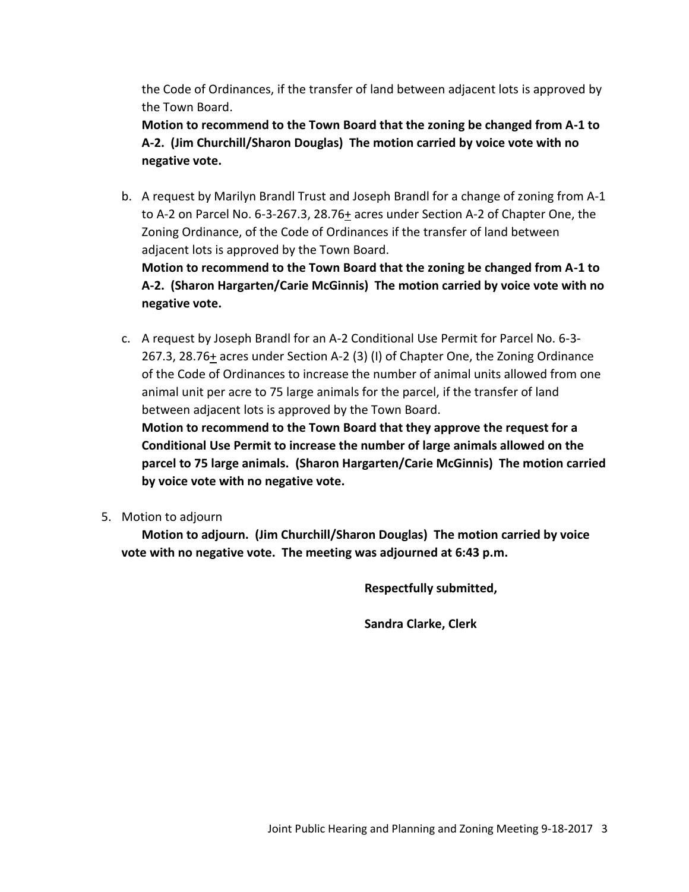the Code of Ordinances, if the transfer of land between adjacent lots is approved by the Town Board.

**Motion to recommend to the Town Board that the zoning be changed from A-1 to A-2. (Jim Churchill/Sharon Douglas) The motion carried by voice vote with no negative vote.**

b. A request by Marilyn Brandl Trust and Joseph Brandl for a change of zoning from A-1 to A-2 on Parcel No. 6-3-267.3, 28.76± acres under Section A-2 of Chapter One, the Zoning Ordinance, of the Code of Ordinances if the transfer of land between adjacent lots is approved by the Town Board.

   **Motion to recommend to the Town Board that the zoning be changed from A-1 to A-2. (Sharon Hargarten/Carie McGinnis) The motion carried by voice vote with no negative vote.**

c. A request by Joseph Brandl for an A-2 Conditional Use Permit for Parcel No. 6-3-267.3, 28.76± acres under Section A-2 (3) (I) of Chapter One, the Zoning Ordinance of the Code of Ordinances to increase the number of animal units allowed from one animal unit per acre to 75 large animals for the parcel, if the transfer of land between adjacent lots is approved by the Town Board.

   **Motion to recommend to the Town Board that they approve the request for a Conditional Use Permit to increase the number of large animals allowed on the parcel to 75 large animals. (Sharon Hargarten/Carie McGinnis) The motion carried by voice vote with no negative vote.**

5. Motion to adjourn

   **Motion to adjourn. (Jim Churchill/Sharon Douglas) The motion carried by voice vote with no negative vote. The meeting was adjourned at 6:43 p.m.**

**Respectfully submitted,**

**Sandra Clarke, Clerk**